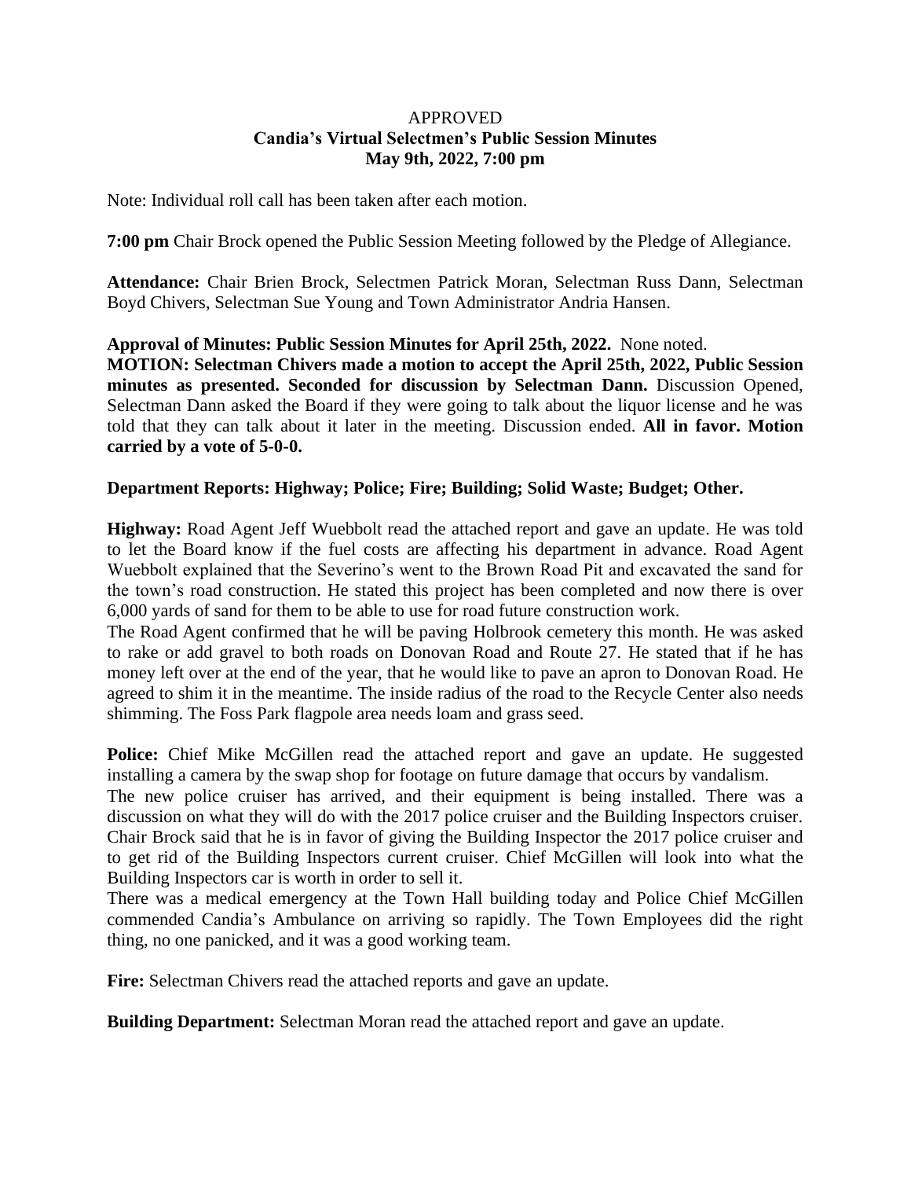APPROVED

**Candia's Virtual Selectmen's Public Session Minutes**
**May 9th, 2022, 7:00 pm**

Note: Individual roll call has been taken after each motion.

**7:00 pm** Chair Brock opened the Public Session Meeting followed by the Pledge of Allegiance.

**Attendance:** Chair Brien Brock, Selectmen Patrick Moran, Selectman Russ Dann, Selectman Boyd Chivers, Selectman Sue Young and Town Administrator Andria Hansen.

**Approval of Minutes: Public Session Minutes for April 25th, 2022.** None noted.
**MOTION: Selectman Chivers made a motion to accept the April 25th, 2022, Public Session minutes as presented. Seconded for discussion by Selectman Dann.** Discussion Opened, Selectman Dann asked the Board if they were going to talk about the liquor license and he was told that they can talk about it later in the meeting. Discussion ended. **All in favor. Motion carried by a vote of 5-0-0.**

**Department Reports: Highway; Police; Fire; Building; Solid Waste; Budget; Other.**

**Highway:** Road Agent Jeff Wuebbolt read the attached report and gave an update. He was told to let the Board know if the fuel costs are affecting his department in advance. Road Agent Wuebbolt explained that the Severino's went to the Brown Road Pit and excavated the sand for the town's road construction. He stated this project has been completed and now there is over 6,000 yards of sand for them to be able to use for road future construction work.
The Road Agent confirmed that he will be paving Holbrook cemetery this month. He was asked to rake or add gravel to both roads on Donovan Road and Route 27. He stated that if he has money left over at the end of the year, that he would like to pave an apron to Donovan Road. He agreed to shim it in the meantime. The inside radius of the road to the Recycle Center also needs shimming. The Foss Park flagpole area needs loam and grass seed.

**Police:** Chief Mike McGillen read the attached report and gave an update. He suggested installing a camera by the swap shop for footage on future damage that occurs by vandalism.
The new police cruiser has arrived, and their equipment is being installed. There was a discussion on what they will do with the 2017 police cruiser and the Building Inspectors cruiser. Chair Brock said that he is in favor of giving the Building Inspector the 2017 police cruiser and to get rid of the Building Inspectors current cruiser. Chief McGillen will look into what the Building Inspectors car is worth in order to sell it.
There was a medical emergency at the Town Hall building today and Police Chief McGillen commended Candia's Ambulance on arriving so rapidly. The Town Employees did the right thing, no one panicked, and it was a good working team.

**Fire:** Selectman Chivers read the attached reports and gave an update.

**Building Department:** Selectman Moran read the attached report and gave an update.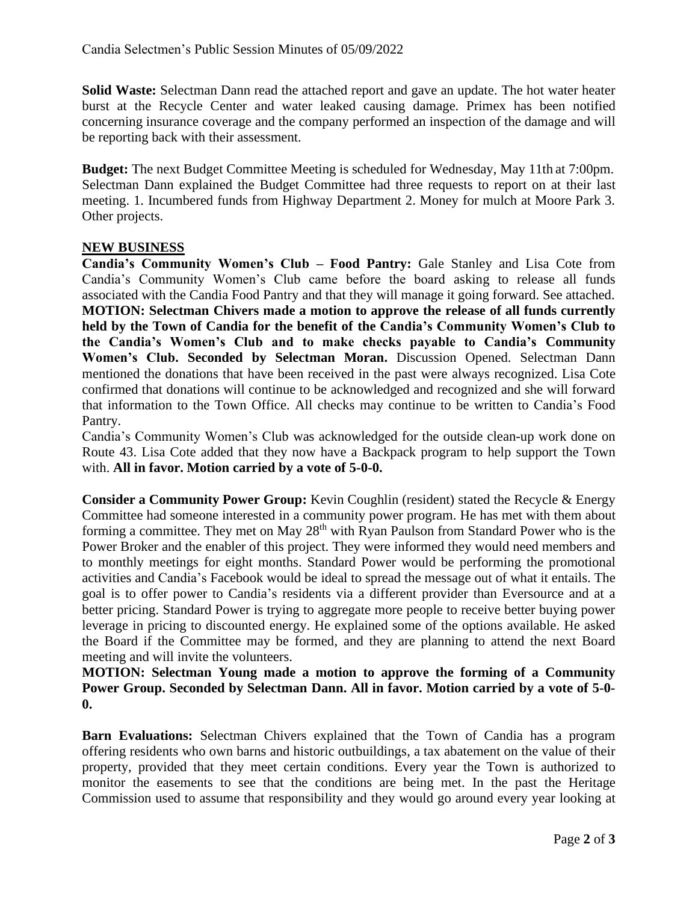**Solid Waste:** Selectman Dann read the attached report and gave an update. The hot water heater burst at the Recycle Center and water leaked causing damage. Primex has been notified concerning insurance coverage and the company performed an inspection of the damage and will be reporting back with their assessment.

**Budget:** The next Budget Committee Meeting is scheduled for Wednesday, May 11th at 7:00pm. Selectman Dann explained the Budget Committee had three requests to report on at their last meeting. 1. Incumbered funds from Highway Department 2. Money for mulch at Moore Park 3. Other projects.

## NEW BUSINESS

**Candia's Community Women's Club – Food Pantry:** Gale Stanley and Lisa Cote from Candia's Community Women's Club came before the board asking to release all funds associated with the Candia Food Pantry and that they will manage it going forward. See attached. **MOTION: Selectman Chivers made a motion to approve the release of all funds currently held by the Town of Candia for the benefit of the Candia's Community Women's Club to the Candia's Women's Club and to make checks payable to Candia's Community Women's Club. Seconded by Selectman Moran.** Discussion Opened. Selectman Dann mentioned the donations that have been received in the past were always recognized. Lisa Cote confirmed that donations will continue to be acknowledged and recognized and she will forward that information to the Town Office. All checks may continue to be written to Candia's Food Pantry.

Candia's Community Women's Club was acknowledged for the outside clean-up work done on Route 43. Lisa Cote added that they now have a Backpack program to help support the Town with. **All in favor. Motion carried by a vote of 5-0-0.**

**Consider a Community Power Group:** Kevin Coughlin (resident) stated the Recycle & Energy Committee had someone interested in a community power program. He has met with them about forming a committee. They met on May 28th with Ryan Paulson from Standard Power who is the Power Broker and the enabler of this project. They were informed they would need members and to monthly meetings for eight months. Standard Power would be performing the promotional activities and Candia's Facebook would be ideal to spread the message out of what it entails. The goal is to offer power to Candia's residents via a different provider than Eversource and at a better pricing. Standard Power is trying to aggregate more people to receive better buying power leverage in pricing to discounted energy. He explained some of the options available. He asked the Board if the Committee may be formed, and they are planning to attend the next Board meeting and will invite the volunteers.

**MOTION: Selectman Young made a motion to approve the forming of a Community Power Group. Seconded by Selectman Dann. All in favor. Motion carried by a vote of 5-0-0.**

**Barn Evaluations:** Selectman Chivers explained that the Town of Candia has a program offering residents who own barns and historic outbuildings, a tax abatement on the value of their property, provided that they meet certain conditions. Every year the Town is authorized to monitor the easements to see that the conditions are being met. In the past the Heritage Commission used to assume that responsibility and they would go around every year looking at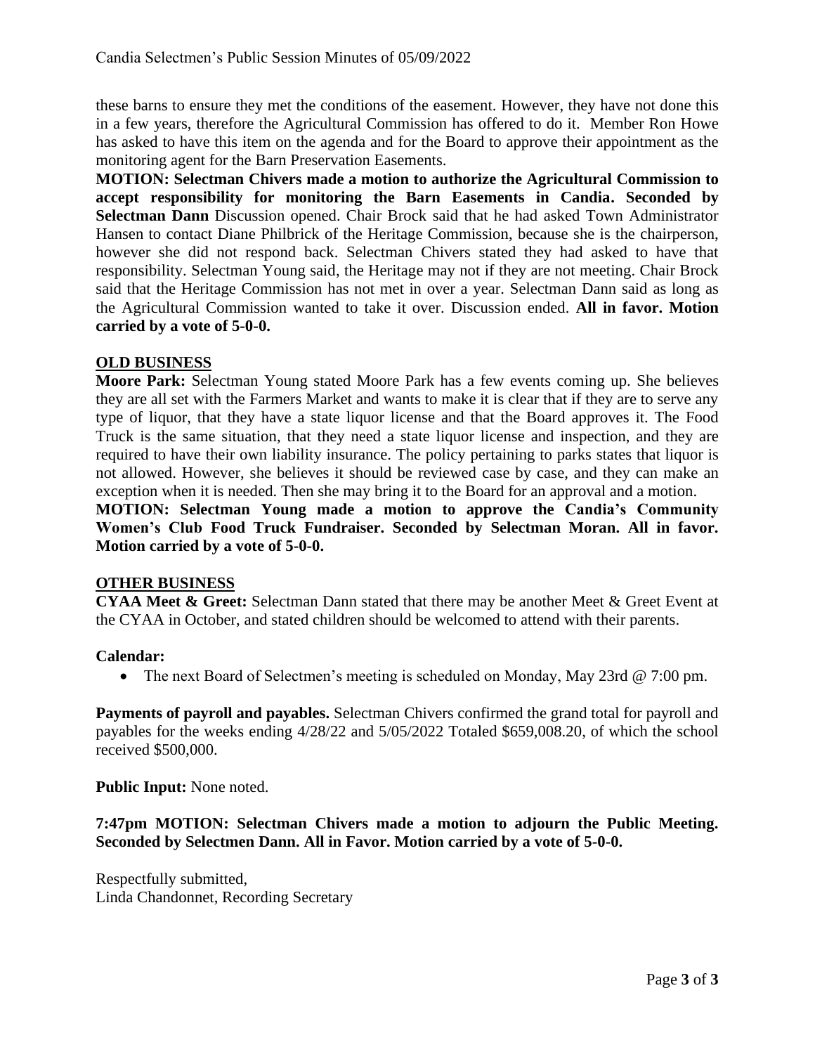these barns to ensure they met the conditions of the easement. However, they have not done this in a few years, therefore the Agricultural Commission has offered to do it. Member Ron Howe has asked to have this item on the agenda and for the Board to approve their appointment as the monitoring agent for the Barn Preservation Easements.

**MOTION: Selectman Chivers made a motion to authorize the Agricultural Commission to accept responsibility for monitoring the Barn Easements in Candia. Seconded by Selectman Dann** Discussion opened. Chair Brock said that he had asked Town Administrator Hansen to contact Diane Philbrick of the Heritage Commission, because she is the chairperson, however she did not respond back. Selectman Chivers stated they had asked to have that responsibility. Selectman Young said, the Heritage may not if they are not meeting. Chair Brock said that the Heritage Commission has not met in over a year. Selectman Dann said as long as the Agricultural Commission wanted to take it over. Discussion ended. **All in favor. Motion carried by a vote of 5-0-0.**

## OLD BUSINESS

**Moore Park:** Selectman Young stated Moore Park has a few events coming up. She believes they are all set with the Farmers Market and wants to make it is clear that if they are to serve any type of liquor, that they have a state liquor license and that the Board approves it. The Food Truck is the same situation, that they need a state liquor license and inspection, and they are required to have their own liability insurance. The policy pertaining to parks states that liquor is not allowed. However, she believes it should be reviewed case by case, and they can make an exception when it is needed. Then she may bring it to the Board for an approval and a motion.

**MOTION: Selectman Young made a motion to approve the Candia's Community Women's Club Food Truck Fundraiser. Seconded by Selectman Moran. All in favor. Motion carried by a vote of 5-0-0.**

## OTHER BUSINESS

**CYAA Meet & Greet:** Selectman Dann stated that there may be another Meet & Greet Event at the CYAA in October, and stated children should be welcomed to attend with their parents.

**Calendar:**

- The next Board of Selectmen's meeting is scheduled on Monday, May 23rd @ 7:00 pm.

**Payments of payroll and payables.** Selectman Chivers confirmed the grand total for payroll and payables for the weeks ending 4/28/22 and 5/05/2022 Totaled $659,008.20, of which the school received $500,000.

**Public Input:** None noted.

**7:47pm MOTION: Selectman Chivers made a motion to adjourn the Public Meeting. Seconded by Selectmen Dann. All in Favor. Motion carried by a vote of 5-0-0.**

Respectfully submitted,
Linda Chandonnet, Recording Secretary